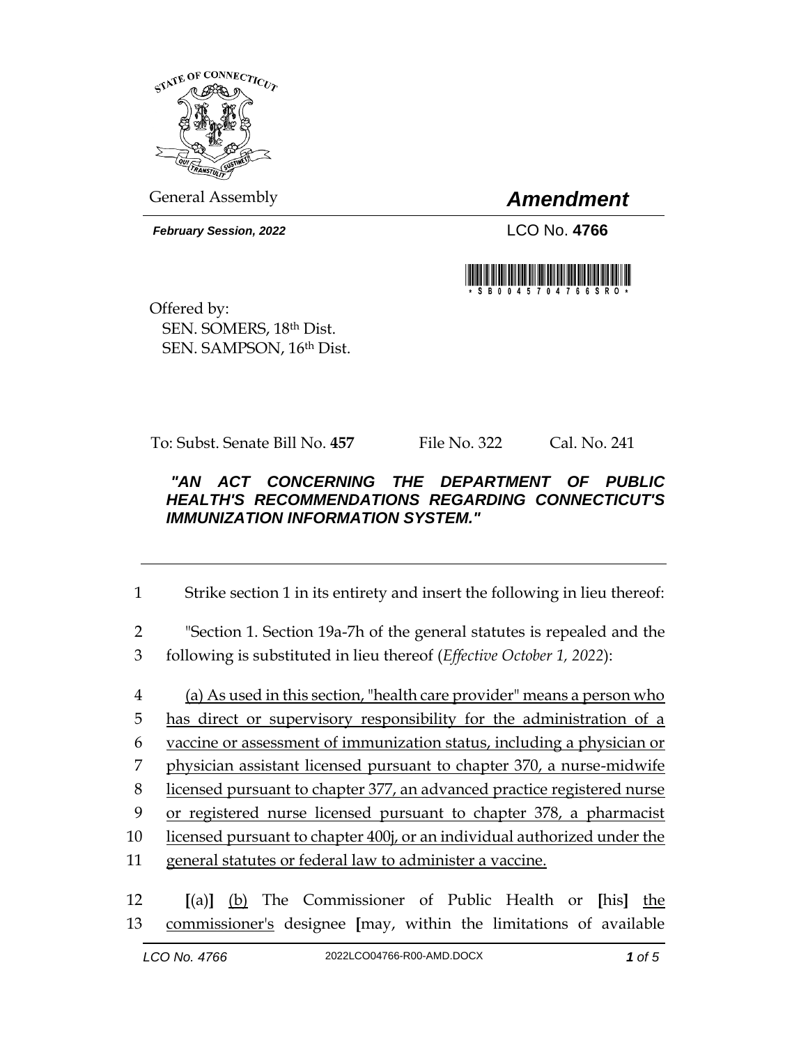General Assembly

# *Amendment*

***February Session, 2022***

LCO No. **4766**

Offered by:
SEN. SOMERS, 18th Dist.
SEN. SAMPSON, 16th Dist.

To: Subst. Senate Bill No. **457** File No. 322 Cal. No. 241

***"AN ACT CONCERNING THE DEPARTMENT OF PUBLIC HEALTH'S RECOMMENDATIONS REGARDING CONNECTICUT'S IMMUNIZATION INFORMATION SYSTEM."***

---

1 Strike section 1 in its entirety and insert the following in lieu thereof:

2 "Section 1. Section 19a-7h of the general statutes is repealed and the
3 following is substituted in lieu thereof (*Effective October 1, 2022*):

4 <u>(a) As used in this section, "health care provider" means a person who</u>
5 <u>has direct or supervisory responsibility for the administration of a</u>
6 <u>vaccine or assessment of immunization status, including a physician or</u>
7 <u>physician assistant licensed pursuant to chapter 370, a nurse-midwife</u>
8 <u>licensed pursuant to chapter 377, an advanced practice registered nurse</u>
9 <u>or registered nurse licensed pursuant to chapter 378, a pharmacist</u>
10 <u>licensed pursuant to chapter 400j, or an individual authorized under the</u>
11 <u>general statutes or federal law to administer a vaccine.</u>

12 **[**(a)**]** <u>(b)</u> The Commissioner of Public Health or **[**his**]** <u>the</u>
13 <u>commissioner's</u> designee **[**may, within the limitations of available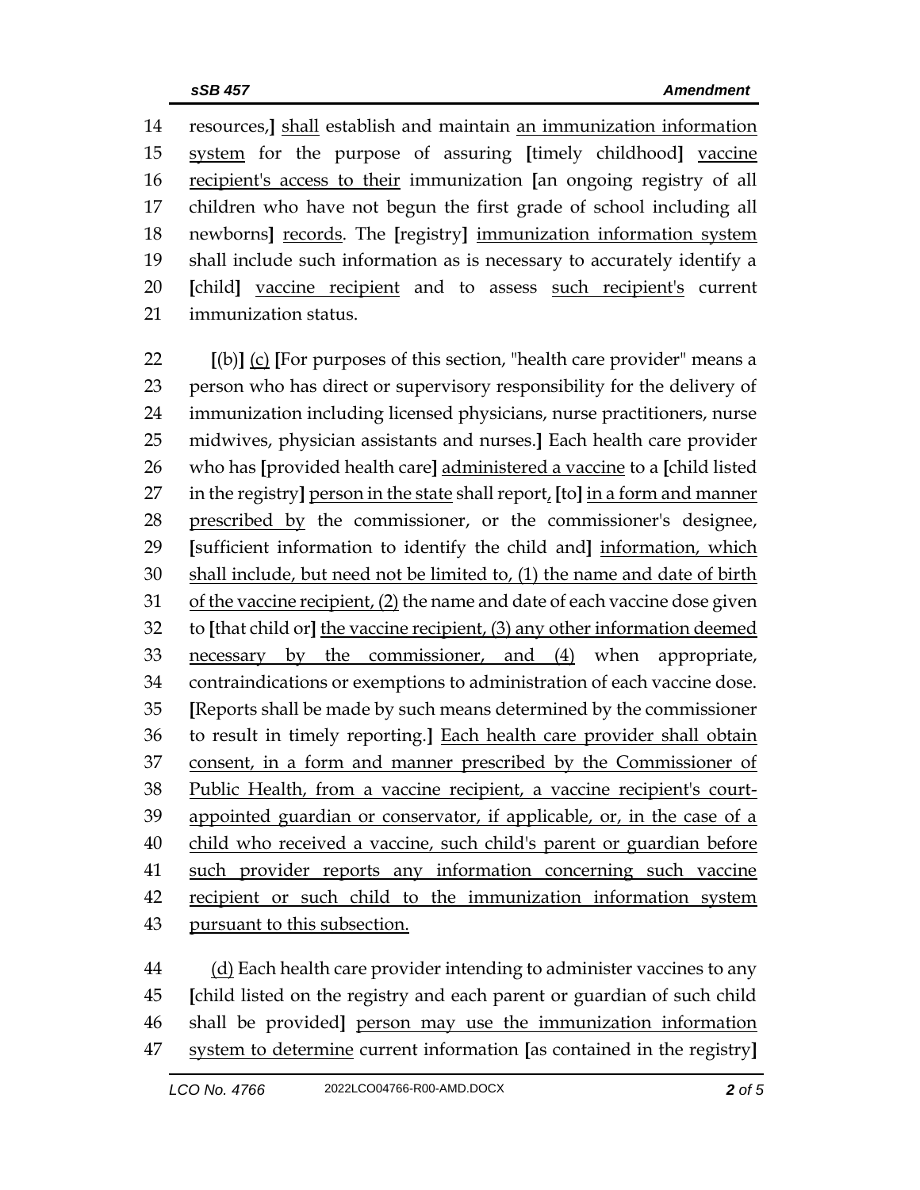14 resources,] shall establish and maintain an immunization information
15 system for the purpose of assuring [timely childhood] vaccine
16 recipient's access to their immunization [an ongoing registry of all
17 children who have not begun the first grade of school including all
18 newborns] records. The [registry] immunization information system
19 shall include such information as is necessary to accurately identify a
20 [child] vaccine recipient and to assess such recipient's current
21 immunization status.

22 [(b)] (c) [For purposes of this section, "health care provider" means a
23 person who has direct or supervisory responsibility for the delivery of
24 immunization including licensed physicians, nurse practitioners, nurse
25 midwives, physician assistants and nurses.] Each health care provider
26 who has [provided health care] administered a vaccine to a [child listed
27 in the registry] person in the state shall report, [to] in a form and manner
28 prescribed by the commissioner, or the commissioner's designee,
29 [sufficient information to identify the child and] information, which
30 shall include, but need not be limited to, (1) the name and date of birth
31 of the vaccine recipient, (2) the name and date of each vaccine dose given
32 to [that child or] the vaccine recipient, (3) any other information deemed
33 necessary by the commissioner, and (4) when appropriate,
34 contraindications or exemptions to administration of each vaccine dose.
35 [Reports shall be made by such means determined by the commissioner
36 to result in timely reporting.] Each health care provider shall obtain
37 consent, in a form and manner prescribed by the Commissioner of
38 Public Health, from a vaccine recipient, a vaccine recipient's court-
39 appointed guardian or conservator, if applicable, or, in the case of a
40 child who received a vaccine, such child's parent or guardian before
41 such provider reports any information concerning such vaccine
42 recipient or such child to the immunization information system
43 pursuant to this subsection.

44 (d) Each health care provider intending to administer vaccines to any
45 [child listed on the registry and each parent or guardian of such child
46 shall be provided] person may use the immunization information
47 system to determine current information [as contained in the registry]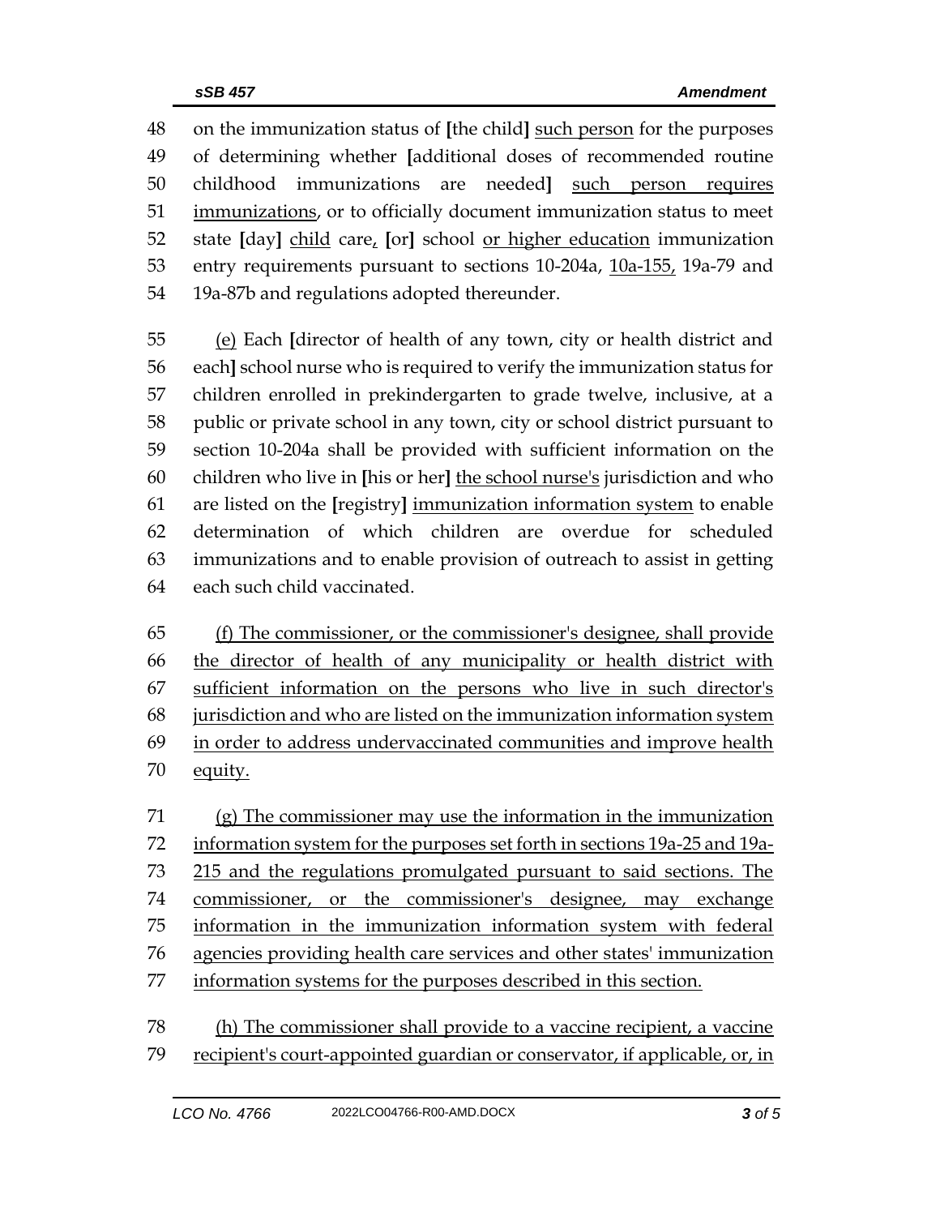48 on the immunization status of [the child] such person for the purposes
49 of determining whether [additional doses of recommended routine
50 childhood immunizations are needed] such person requires
51 immunizations, or to officially document immunization status to meet
52 state [day] child care, [or] school or higher education immunization
53 entry requirements pursuant to sections 10-204a, 10a-155, 19a-79 and
54 19a-87b and regulations adopted thereunder.

55 (e) Each [director of health of any town, city or health district and
56 each] school nurse who is required to verify the immunization status for
57 children enrolled in prekindergarten to grade twelve, inclusive, at a
58 public or private school in any town, city or school district pursuant to
59 section 10-204a shall be provided with sufficient information on the
60 children who live in [his or her] the school nurse's jurisdiction and who
61 are listed on the [registry] immunization information system to enable
62 determination of which children are overdue for scheduled
63 immunizations and to enable provision of outreach to assist in getting
64 each such child vaccinated.

65 (f) The commissioner, or the commissioner's designee, shall provide
66 the director of health of any municipality or health district with
67 sufficient information on the persons who live in such director's
68 jurisdiction and who are listed on the immunization information system
69 in order to address undervaccinated communities and improve health
70 equity.

71 (g) The commissioner may use the information in the immunization
72 information system for the purposes set forth in sections 19a-25 and 19a-
73 215 and the regulations promulgated pursuant to said sections. The
74 commissioner, or the commissioner's designee, may exchange
75 information in the immunization information system with federal
76 agencies providing health care services and other states' immunization
77 information systems for the purposes described in this section.

78 (h) The commissioner shall provide to a vaccine recipient, a vaccine
79 recipient's court-appointed guardian or conservator, if applicable, or, in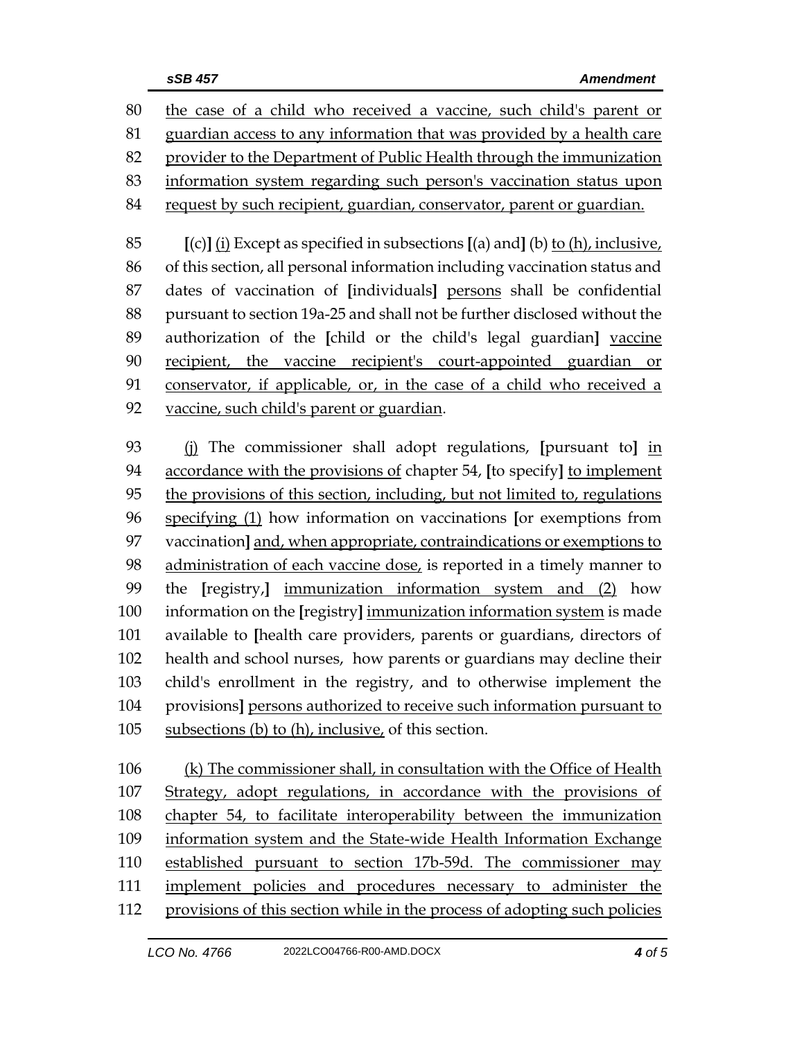80 the case of a child who received a vaccine, such child's parent or
81 guardian access to any information that was provided by a health care
82 provider to the Department of Public Health through the immunization
83 information system regarding such person's vaccination status upon
84 request by such recipient, guardian, conservator, parent or guardian.

85 [(c)] (i) Except as specified in subsections [(a) and] (b) to (h), inclusive,
86 of this section, all personal information including vaccination status and
87 dates of vaccination of [individuals] persons shall be confidential
88 pursuant to section 19a-25 and shall not be further disclosed without the
89 authorization of the [child or the child's legal guardian] vaccine
90 recipient, the vaccine recipient's court-appointed guardian or
91 conservator, if applicable, or, in the case of a child who received a
92 vaccine, such child's parent or guardian.

93 (j) The commissioner shall adopt regulations, [pursuant to] in
94 accordance with the provisions of chapter 54, [to specify] to implement
95 the provisions of this section, including, but not limited to, regulations
96 specifying (1) how information on vaccinations [or exemptions from
97 vaccination] and, when appropriate, contraindications or exemptions to
98 administration of each vaccine dose, is reported in a timely manner to
99 the [registry,] immunization information system and (2) how
100 information on the [registry] immunization information system is made
101 available to [health care providers, parents or guardians, directors of
102 health and school nurses, how parents or guardians may decline their
103 child's enrollment in the registry, and to otherwise implement the
104 provisions] persons authorized to receive such information pursuant to
105 subsections (b) to (h), inclusive, of this section.

106 (k) The commissioner shall, in consultation with the Office of Health
107 Strategy, adopt regulations, in accordance with the provisions of
108 chapter 54, to facilitate interoperability between the immunization
109 information system and the State-wide Health Information Exchange
110 established pursuant to section 17b-59d. The commissioner may
111 implement policies and procedures necessary to administer the
112 provisions of this section while in the process of adopting such policies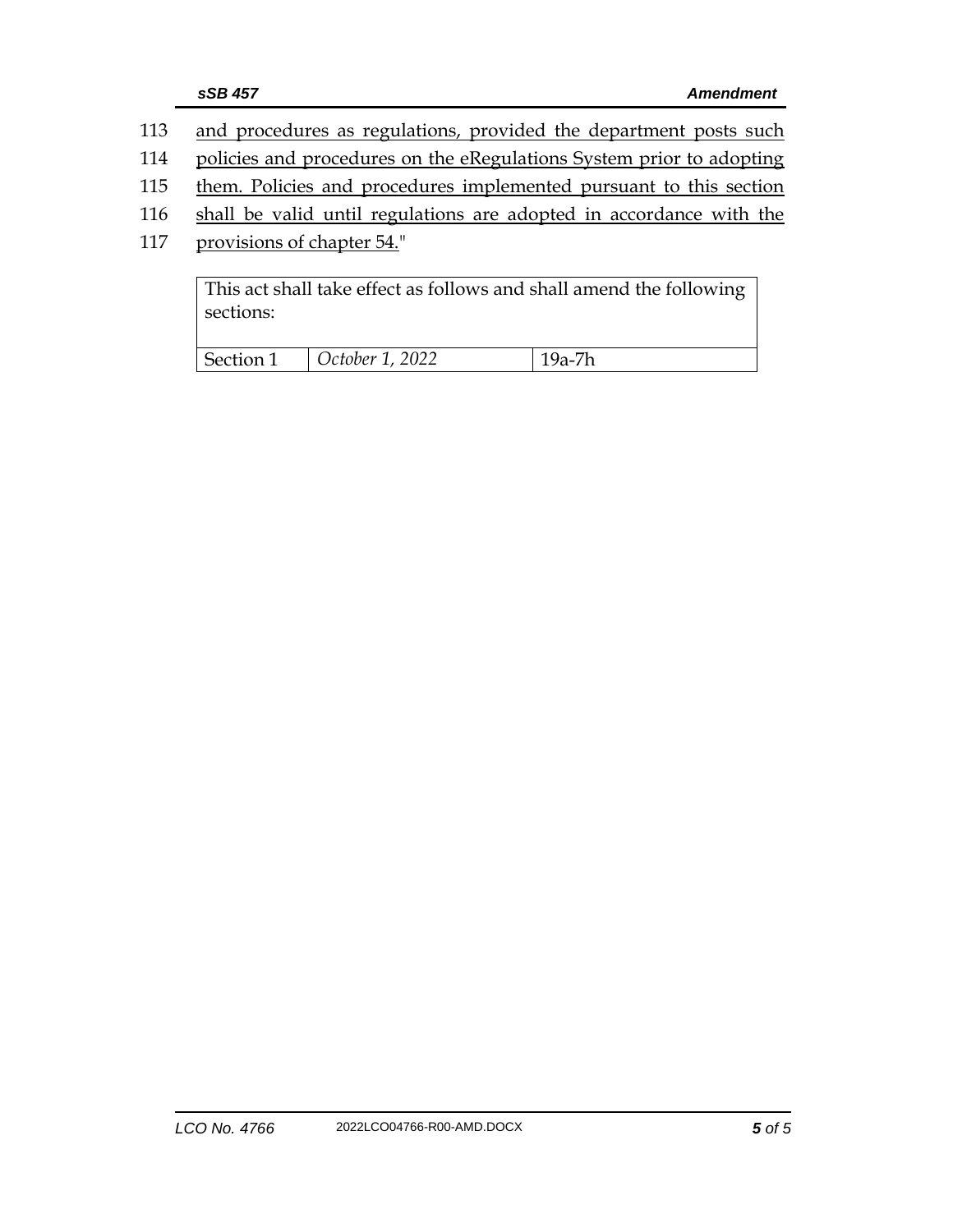113 and procedures as regulations, provided the department posts such
114 policies and procedures on the eRegulations System prior to adopting
115 them. Policies and procedures implemented pursuant to this section
116 shall be valid until regulations are adopted in accordance with the
117 provisions of chapter 54."

| This act shall take effect as follows and shall amend the following sections: | | |
|---|---|---|
| Section 1 | *October 1, 2022* | 19a-7h |